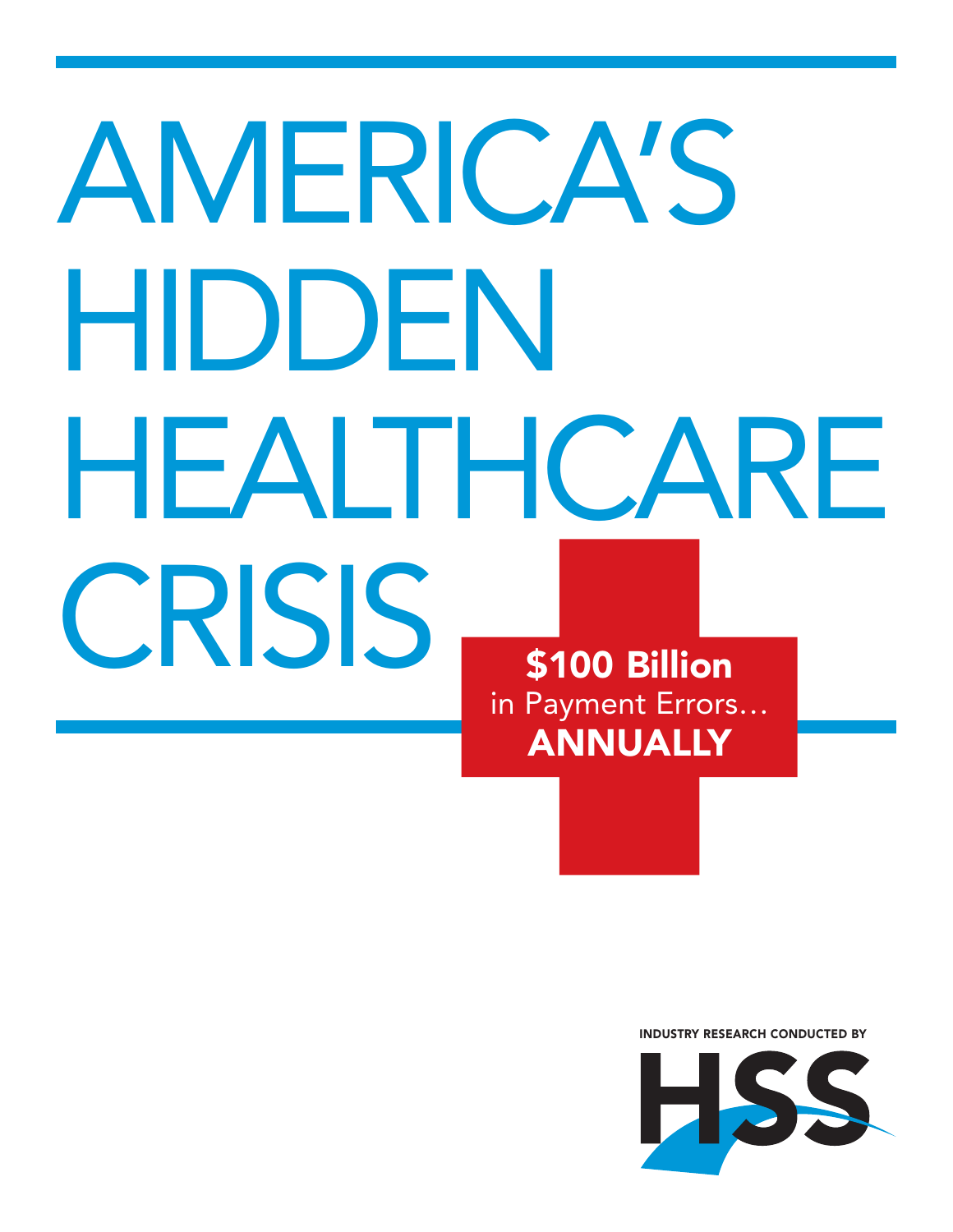# AMERICA'S HIDDEN HEALTHCARE CRISIS

**$100 Billion**
in Payment Errors…
**ANNUALLY**

INDUSTRY RESEARCH CONDUCTED BY

HSS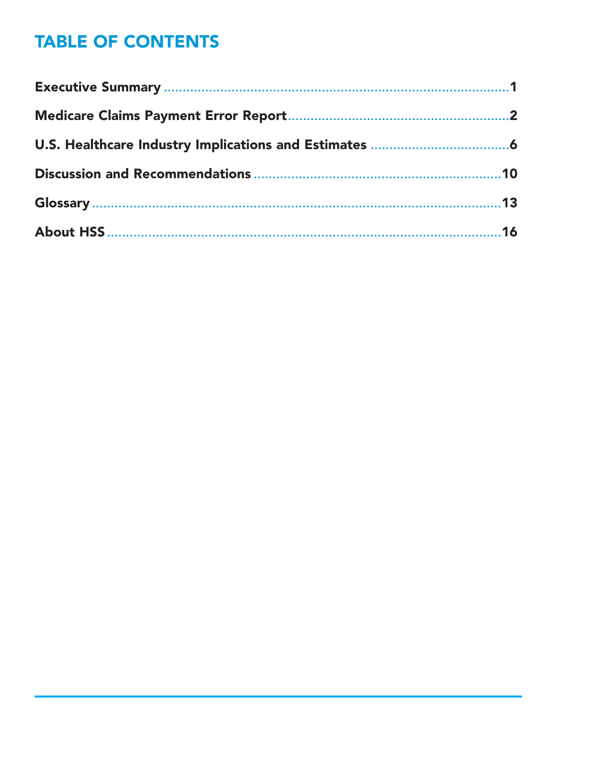# TABLE OF CONTENTS

| | |
|---|---|
| **Executive Summary** | **1** |
| **Medicare Claims Payment Error Report** | **2** |
| **U.S. Healthcare Industry Implications and Estimates** | **6** |
| **Discussion and Recommendations** | **10** |
| **Glossary** | **13** |
| **About HSS** | **16** |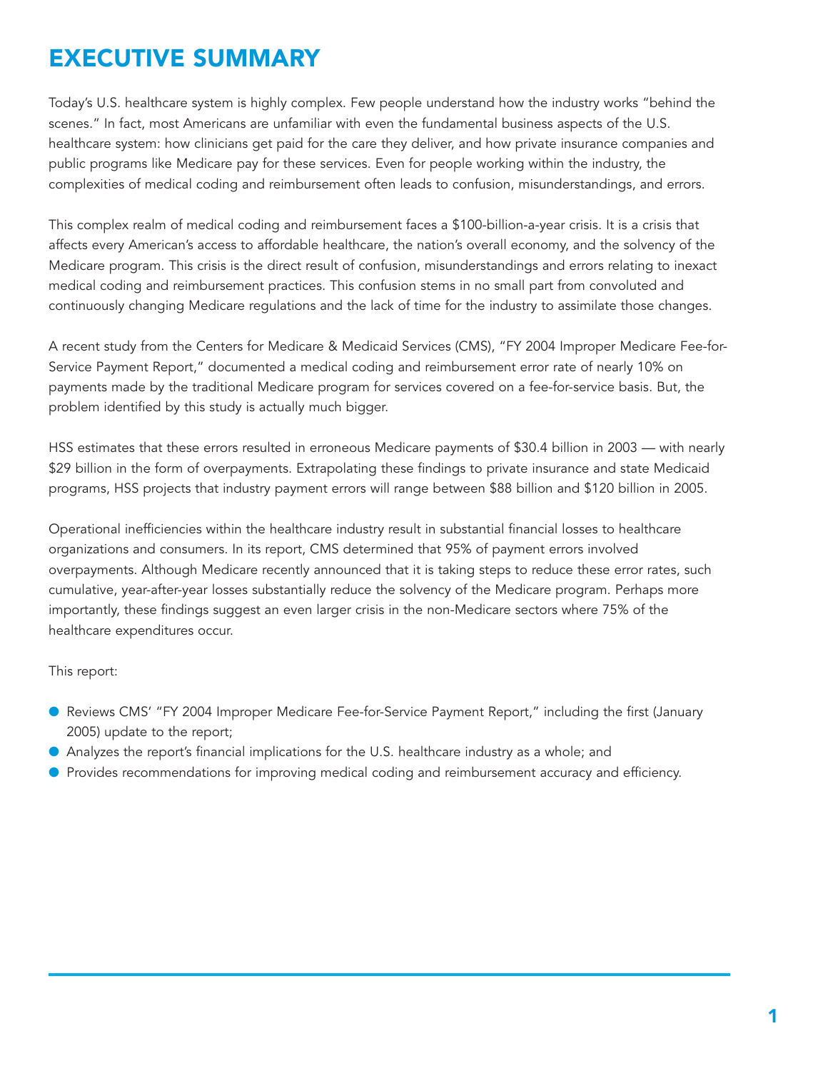# EXECUTIVE SUMMARY

Today's U.S. healthcare system is highly complex. Few people understand how the industry works "behind the scenes." In fact, most Americans are unfamiliar with even the fundamental business aspects of the U.S. healthcare system: how clinicians get paid for the care they deliver, and how private insurance companies and public programs like Medicare pay for these services. Even for people working within the industry, the complexities of medical coding and reimbursement often leads to confusion, misunderstandings, and errors.

This complex realm of medical coding and reimbursement faces a $100-billion-a-year crisis. It is a crisis that affects every American's access to affordable healthcare, the nation's overall economy, and the solvency of the Medicare program. This crisis is the direct result of confusion, misunderstandings and errors relating to inexact medical coding and reimbursement practices. This confusion stems in no small part from convoluted and continuously changing Medicare regulations and the lack of time for the industry to assimilate those changes.

A recent study from the Centers for Medicare & Medicaid Services (CMS), "FY 2004 Improper Medicare Fee-for-Service Payment Report," documented a medical coding and reimbursement error rate of nearly 10% on payments made by the traditional Medicare program for services covered on a fee-for-service basis. But, the problem identified by this study is actually much bigger.

HSS estimates that these errors resulted in erroneous Medicare payments of $30.4 billion in 2003 — with nearly $29 billion in the form of overpayments. Extrapolating these findings to private insurance and state Medicaid programs, HSS projects that industry payment errors will range between $88 billion and $120 billion in 2005.

Operational inefficiencies within the healthcare industry result in substantial financial losses to healthcare organizations and consumers. In its report, CMS determined that 95% of payment errors involved overpayments. Although Medicare recently announced that it is taking steps to reduce these error rates, such cumulative, year-after-year losses substantially reduce the solvency of the Medicare program. Perhaps more importantly, these findings suggest an even larger crisis in the non-Medicare sectors where 75% of the healthcare expenditures occur.

This report:

- Reviews CMS' "FY 2004 Improper Medicare Fee-for-Service Payment Report," including the first (January 2005) update to the report;
- Analyzes the report's financial implications for the U.S. healthcare industry as a whole; and
- Provides recommendations for improving medical coding and reimbursement accuracy and efficiency.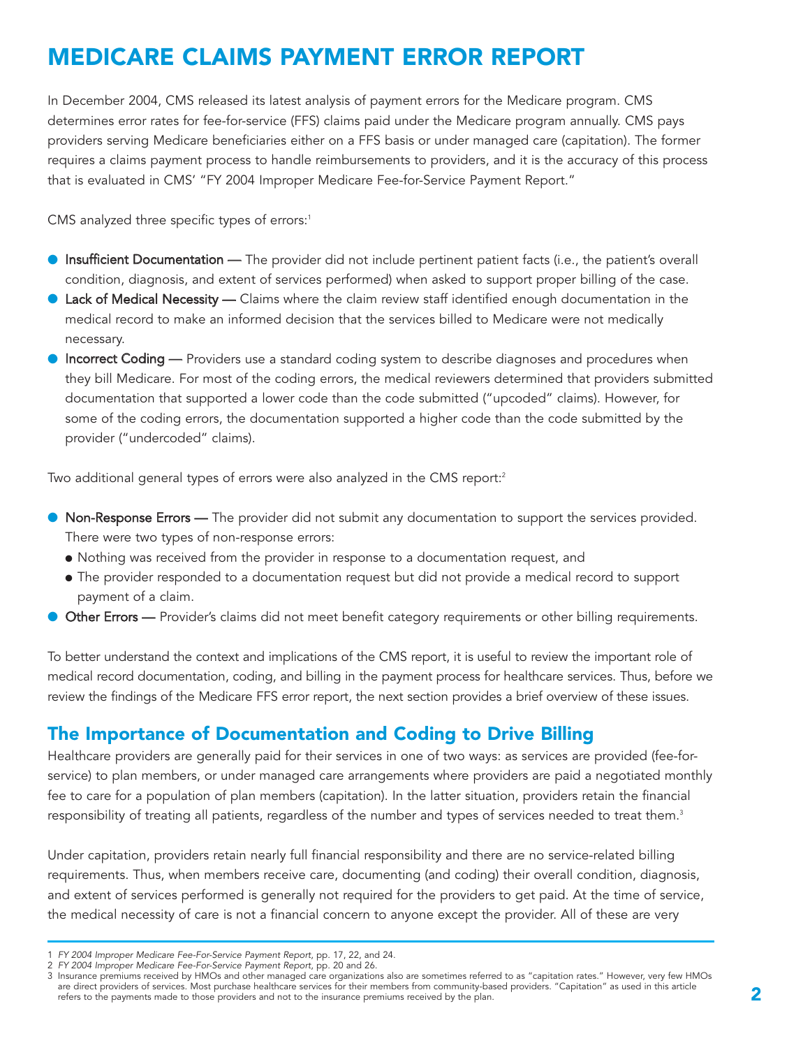# MEDICARE CLAIMS PAYMENT ERROR REPORT

In December 2004, CMS released its latest analysis of payment errors for the Medicare program. CMS determines error rates for fee-for-service (FFS) claims paid under the Medicare program annually. CMS pays providers serving Medicare beneficiaries either on a FFS basis or under managed care (capitation). The former requires a claims payment process to handle reimbursements to providers, and it is the accuracy of this process that is evaluated in CMS' "FY 2004 Improper Medicare Fee-for-Service Payment Report."

CMS analyzed three specific types of errors:[1]

- **Insufficient Documentation —** The provider did not include pertinent patient facts (i.e., the patient's overall condition, diagnosis, and extent of services performed) when asked to support proper billing of the case.
- **Lack of Medical Necessity —** Claims where the claim review staff identified enough documentation in the medical record to make an informed decision that the services billed to Medicare were not medically necessary.
- **Incorrect Coding —** Providers use a standard coding system to describe diagnoses and procedures when they bill Medicare. For most of the coding errors, the medical reviewers determined that providers submitted documentation that supported a lower code than the code submitted ("upcoded" claims). However, for some of the coding errors, the documentation supported a higher code than the code submitted by the provider ("undercoded" claims).

Two additional general types of errors were also analyzed in the CMS report:[2]

- **Non-Response Errors —** The provider did not submit any documentation to support the services provided. There were two types of non-response errors:
  - Nothing was received from the provider in response to a documentation request, and
  - The provider responded to a documentation request but did not provide a medical record to support payment of a claim.
- **Other Errors —** Provider's claims did not meet benefit category requirements or other billing requirements.

To better understand the context and implications of the CMS report, it is useful to review the important role of medical record documentation, coding, and billing in the payment process for healthcare services. Thus, before we review the findings of the Medicare FFS error report, the next section provides a brief overview of these issues.

## The Importance of Documentation and Coding to Drive Billing

Healthcare providers are generally paid for their services in one of two ways: as services are provided (fee-for-service) to plan members, or under managed care arrangements where providers are paid a negotiated monthly fee to care for a population of plan members (capitation). In the latter situation, providers retain the financial responsibility of treating all patients, regardless of the number and types of services needed to treat them.[3]

Under capitation, providers retain nearly full financial responsibility and there are no service-related billing requirements. Thus, when members receive care, documenting (and coding) their overall condition, diagnosis, and extent of services performed is generally not required for the providers to get paid. At the time of service, the medical necessity of care is not a financial concern to anyone except the provider. All of these are very

---

1 *FY 2004 Improper Medicare Fee-For-Service Payment Report*, pp. 17, 22, and 24.

2 *FY 2004 Improper Medicare Fee-For-Service Payment Report*, pp. 20 and 26.

3 Insurance premiums received by HMOs and other managed care organizations also are sometimes referred to as "capitation rates." However, very few HMOs are direct providers of services. Most purchase healthcare services for their members from community-based providers. "Capitation" as used in this article refers to the payments made to those providers and not to the insurance premiums received by the plan.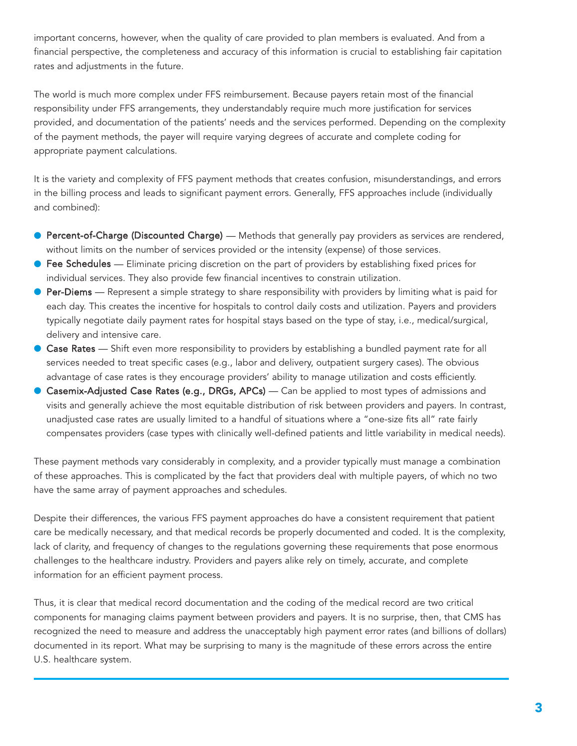important concerns, however, when the quality of care provided to plan members is evaluated. And from a financial perspective, the completeness and accuracy of this information is crucial to establishing fair capitation rates and adjustments in the future.

The world is much more complex under FFS reimbursement. Because payers retain most of the financial responsibility under FFS arrangements, they understandably require much more justification for services provided, and documentation of the patients' needs and the services performed. Depending on the complexity of the payment methods, the payer will require varying degrees of accurate and complete coding for appropriate payment calculations.

It is the variety and complexity of FFS payment methods that creates confusion, misunderstandings, and errors in the billing process and leads to significant payment errors. Generally, FFS approaches include (individually and combined):

- **Percent-of-Charge (Discounted Charge)** — Methods that generally pay providers as services are rendered, without limits on the number of services provided or the intensity (expense) of those services.
- **Fee Schedules** — Eliminate pricing discretion on the part of providers by establishing fixed prices for individual services. They also provide few financial incentives to constrain utilization.
- **Per-Diems** — Represent a simple strategy to share responsibility with providers by limiting what is paid for each day. This creates the incentive for hospitals to control daily costs and utilization. Payers and providers typically negotiate daily payment rates for hospital stays based on the type of stay, i.e., medical/surgical, delivery and intensive care.
- **Case Rates** — Shift even more responsibility to providers by establishing a bundled payment rate for all services needed to treat specific cases (e.g., labor and delivery, outpatient surgery cases). The obvious advantage of case rates is they encourage providers' ability to manage utilization and costs efficiently.
- **Casemix-Adjusted Case Rates (e.g., DRGs, APCs)** — Can be applied to most types of admissions and visits and generally achieve the most equitable distribution of risk between providers and payers. In contrast, unadjusted case rates are usually limited to a handful of situations where a "one-size fits all" rate fairly compensates providers (case types with clinically well-defined patients and little variability in medical needs).

These payment methods vary considerably in complexity, and a provider typically must manage a combination of these approaches. This is complicated by the fact that providers deal with multiple payers, of which no two have the same array of payment approaches and schedules.

Despite their differences, the various FFS payment approaches do have a consistent requirement that patient care be medically necessary, and that medical records be properly documented and coded. It is the complexity, lack of clarity, and frequency of changes to the regulations governing these requirements that pose enormous challenges to the healthcare industry. Providers and payers alike rely on timely, accurate, and complete information for an efficient payment process.

Thus, it is clear that medical record documentation and the coding of the medical record are two critical components for managing claims payment between providers and payers. It is no surprise, then, that CMS has recognized the need to measure and address the unacceptably high payment error rates (and billions of dollars) documented in its report. What may be surprising to many is the magnitude of these errors across the entire U.S. healthcare system.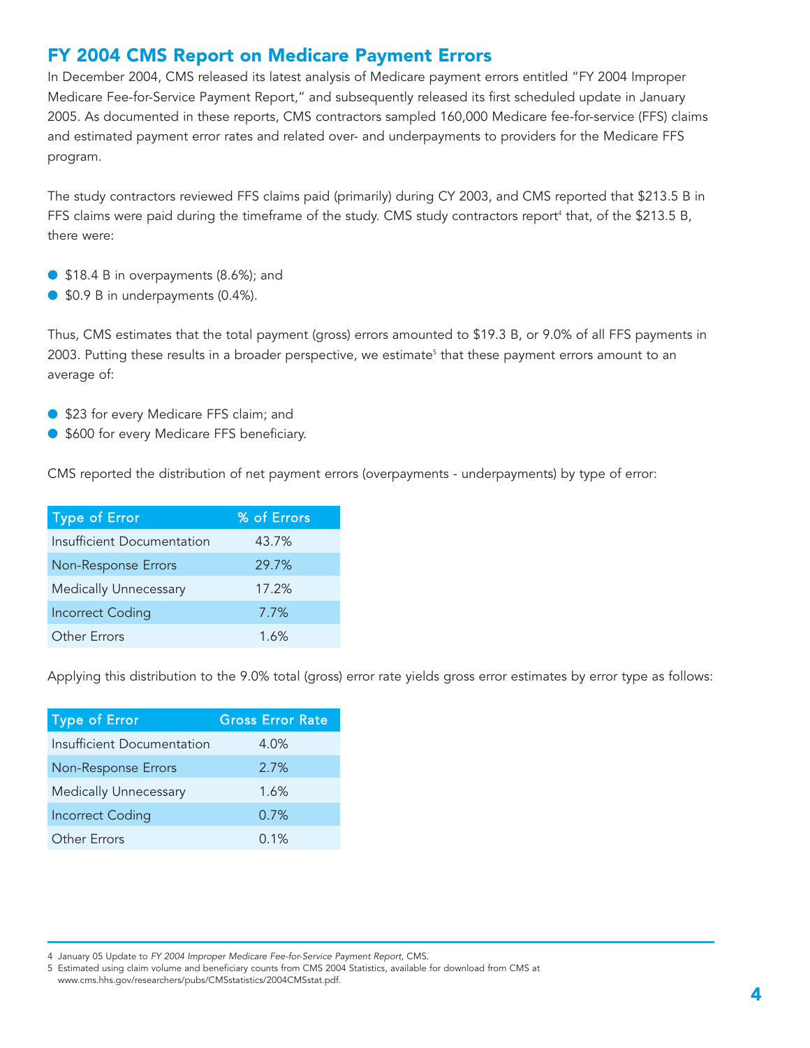## FY 2004 CMS Report on Medicare Payment Errors

In December 2004, CMS released its latest analysis of Medicare payment errors entitled "FY 2004 Improper Medicare Fee-for-Service Payment Report," and subsequently released its first scheduled update in January 2005. As documented in these reports, CMS contractors sampled 160,000 Medicare fee-for-service (FFS) claims and estimated payment error rates and related over- and underpayments to providers for the Medicare FFS program.

The study contractors reviewed FFS claims paid (primarily) during CY 2003, and CMS reported that $213.5 B in FFS claims were paid during the timeframe of the study. CMS study contractors report[4] that, of the $213.5 B, there were:

- $18.4 B in overpayments (8.6%); and
- $0.9 B in underpayments (0.4%).

Thus, CMS estimates that the total payment (gross) errors amounted to $19.3 B, or 9.0% of all FFS payments in 2003. Putting these results in a broader perspective, we estimate[5] that these payment errors amount to an average of:

- $23 for every Medicare FFS claim; and
- $600 for every Medicare FFS beneficiary.

CMS reported the distribution of net payment errors (overpayments - underpayments) by type of error:

| Type of Error | % of Errors |
|---|---|
| Insufficient Documentation | 43.7% |
| Non-Response Errors | 29.7% |
| Medically Unnecessary | 17.2% |
| Incorrect Coding | 7.7% |
| Other Errors | 1.6% |

Applying this distribution to the 9.0% total (gross) error rate yields gross error estimates by error type as follows:

| Type of Error | Gross Error Rate |
|---|---|
| Insufficient Documentation | 4.0% |
| Non-Response Errors | 2.7% |
| Medically Unnecessary | 1.6% |
| Incorrect Coding | 0.7% |
| Other Errors | 0.1% |

---

4 January 05 Update to *FY 2004 Improper Medicare Fee-for-Service Payment Report*, CMS.

5 Estimated using claim volume and beneficiary counts from CMS 2004 Statistics, available for download from CMS at www.cms.hhs.gov/researchers/pubs/CMSstatistics/2004CMSstat.pdf.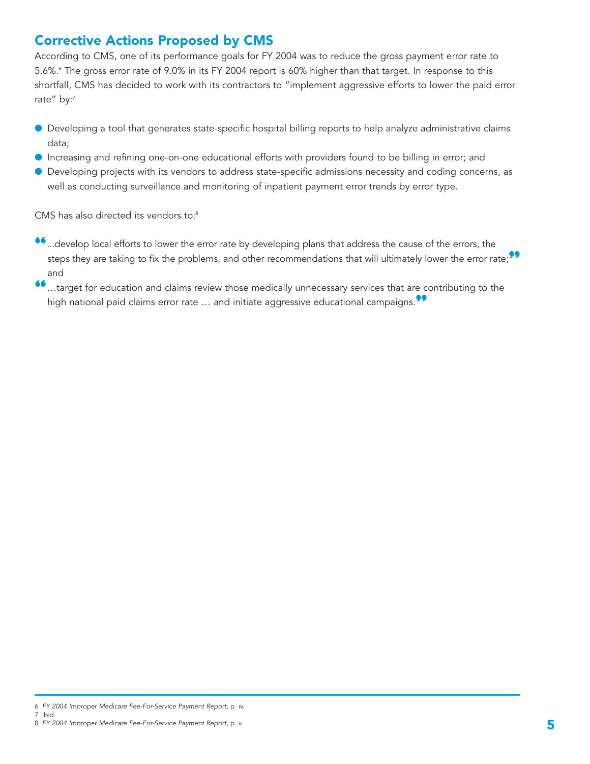## Corrective Actions Proposed by CMS

According to CMS, one of its performance goals for FY 2004 was to reduce the gross payment error rate to 5.6%.[6] The gross error rate of 9.0% in its FY 2004 report is 60% higher than that target. In response to this shortfall, CMS has decided to work with its contractors to "implement aggressive efforts to lower the paid error rate" by:[7]

- Developing a tool that generates state-specific hospital billing reports to help analyze administrative claims data;
- Increasing and refining one-on-one educational efforts with providers found to be billing in error; and
- Developing projects with its vendors to address state-specific admissions necessity and coding concerns, as well as conducting surveillance and monitoring of inpatient payment error trends by error type.

CMS has also directed its vendors to:[8]

- "...develop local efforts to lower the error rate by developing plans that address the cause of the errors, the steps they are taking to fix the problems, and other recommendations that will ultimately lower the error rate;" and
- "…target for education and claims review those medically unnecessary services that are contributing to the high national paid claims error rate … and initiate aggressive educational campaigns."

---

6 *FY 2004 Improper Medicare Fee-For-Service Payment Report*, p. iv.
7 Ibid.
8 *FY 2004 Improper Medicare Fee-For-Service Payment Report*, p. v.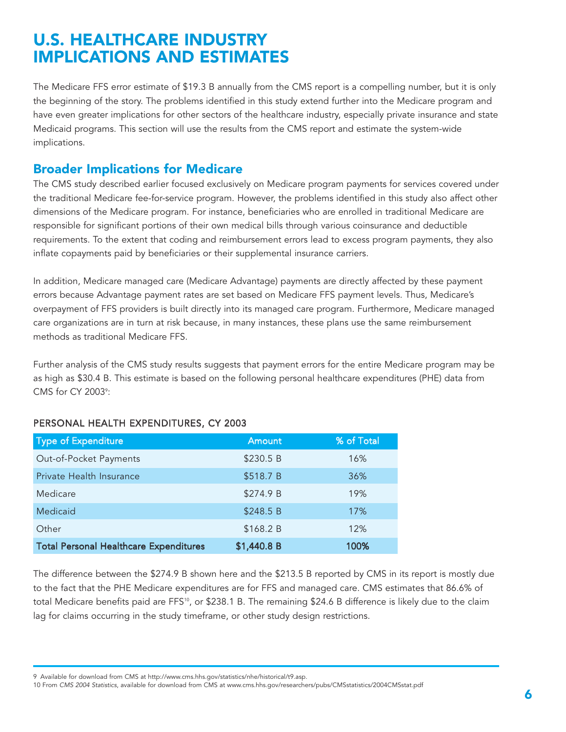# U.S. HEALTHCARE INDUSTRY IMPLICATIONS AND ESTIMATES

The Medicare FFS error estimate of $19.3 B annually from the CMS report is a compelling number, but it is only the beginning of the story. The problems identified in this study extend further into the Medicare program and have even greater implications for other sectors of the healthcare industry, especially private insurance and state Medicaid programs. This section will use the results from the CMS report and estimate the system-wide implications.

## Broader Implications for Medicare

The CMS study described earlier focused exclusively on Medicare program payments for services covered under the traditional Medicare fee-for-service program. However, the problems identified in this study also affect other dimensions of the Medicare program. For instance, beneficiaries who are enrolled in traditional Medicare are responsible for significant portions of their own medical bills through various coinsurance and deductible requirements. To the extent that coding and reimbursement errors lead to excess program payments, they also inflate copayments paid by beneficiaries or their supplemental insurance carriers.

In addition, Medicare managed care (Medicare Advantage) payments are directly affected by these payment errors because Advantage payment rates are set based on Medicare FFS payment levels. Thus, Medicare's overpayment of FFS providers is built directly into its managed care program. Furthermore, Medicare managed care organizations are in turn at risk because, in many instances, these plans use the same reimbursement methods as traditional Medicare FFS.

Further analysis of the CMS study results suggests that payment errors for the entire Medicare program may be as high as $30.4 B. This estimate is based on the following personal healthcare expenditures (PHE) data from CMS for CY 2003[9]:

### PERSONAL HEALTH EXPENDITURES, CY 2003

| Type of Expenditure | Amount | % of Total |
|---|---|---|
| Out-of-Pocket Payments | $230.5 B | 16% |
| Private Health Insurance | $518.7 B | 36% |
| Medicare | $274.9 B | 19% |
| Medicaid | $248.5 B | 17% |
| Other | $168.2 B | 12% |
| **Total Personal Healthcare Expenditures** | **$1,440.8 B** | **100%** |

The difference between the $274.9 B shown here and the $213.5 B reported by CMS in its report is mostly due to the fact that the PHE Medicare expenditures are for FFS and managed care. CMS estimates that 86.6% of total Medicare benefits paid are FFS[10], or $238.1 B. The remaining $24.6 B difference is likely due to the claim lag for claims occurring in the study timeframe, or other study design restrictions.

---

9 Available for download from CMS at http://www.cms.hhs.gov/statistics/nhe/historical/t9.asp.

10 From *CMS 2004 Statistics*, available for download from CMS at www.cms.hhs.gov/researchers/pubs/CMSstatistics/2004CMSstat.pdf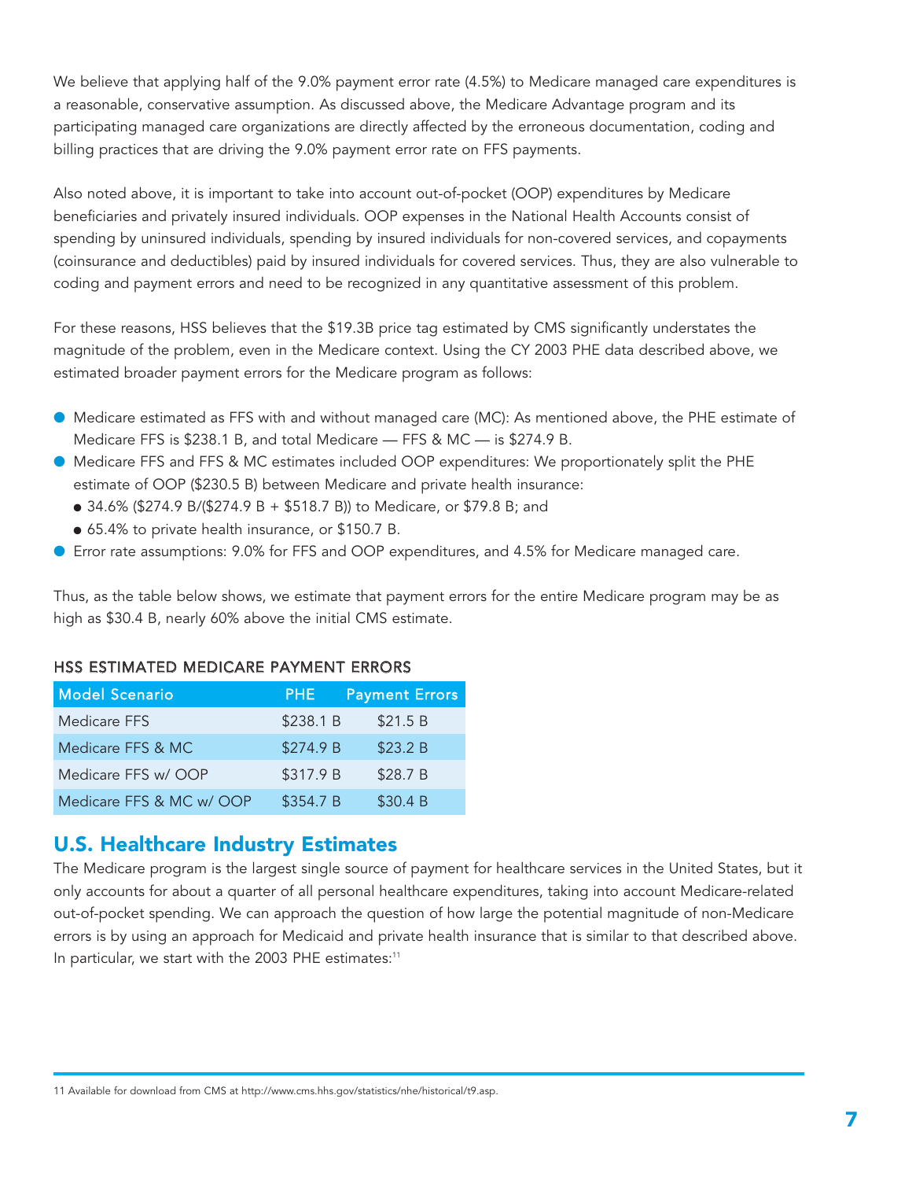We believe that applying half of the 9.0% payment error rate (4.5%) to Medicare managed care expenditures is a reasonable, conservative assumption. As discussed above, the Medicare Advantage program and its participating managed care organizations are directly affected by the erroneous documentation, coding and billing practices that are driving the 9.0% payment error rate on FFS payments.

Also noted above, it is important to take into account out-of-pocket (OOP) expenditures by Medicare beneficiaries and privately insured individuals. OOP expenses in the National Health Accounts consist of spending by uninsured individuals, spending by insured individuals for non-covered services, and copayments (coinsurance and deductibles) paid by insured individuals for covered services. Thus, they are also vulnerable to coding and payment errors and need to be recognized in any quantitative assessment of this problem.

For these reasons, HSS believes that the $19.3B price tag estimated by CMS significantly understates the magnitude of the problem, even in the Medicare context. Using the CY 2003 PHE data described above, we estimated broader payment errors for the Medicare program as follows:

- Medicare estimated as FFS with and without managed care (MC): As mentioned above, the PHE estimate of Medicare FFS is $238.1 B, and total Medicare — FFS & MC — is $274.9 B.
- Medicare FFS and FFS & MC estimates included OOP expenditures: We proportionately split the PHE estimate of OOP ($230.5 B) between Medicare and private health insurance:
  - 34.6% ($274.9 B/($274.9 B + $518.7 B)) to Medicare, or $79.8 B; and
  - 65.4% to private health insurance, or $150.7 B.
- Error rate assumptions: 9.0% for FFS and OOP expenditures, and 4.5% for Medicare managed care.

Thus, as the table below shows, we estimate that payment errors for the entire Medicare program may be as high as $30.4 B, nearly 60% above the initial CMS estimate.

HSS ESTIMATED MEDICARE PAYMENT ERRORS

| Model Scenario | PHE | Payment Errors |
|---|---|---|
| Medicare FFS | $238.1 B | $21.5 B |
| Medicare FFS & MC | $274.9 B | $23.2 B |
| Medicare FFS w/ OOP | $317.9 B | $28.7 B |
| Medicare FFS & MC w/ OOP | $354.7 B | $30.4 B |

## U.S. Healthcare Industry Estimates

The Medicare program is the largest single source of payment for healthcare services in the United States, but it only accounts for about a quarter of all personal healthcare expenditures, taking into account Medicare-related out-of-pocket spending. We can approach the question of how large the potential magnitude of non-Medicare errors is by using an approach for Medicaid and private health insurance that is similar to that described above. In particular, we start with the 2003 PHE estimates:[11]

11 Available for download from CMS at http://www.cms.hhs.gov/statistics/nhe/historical/t9.asp.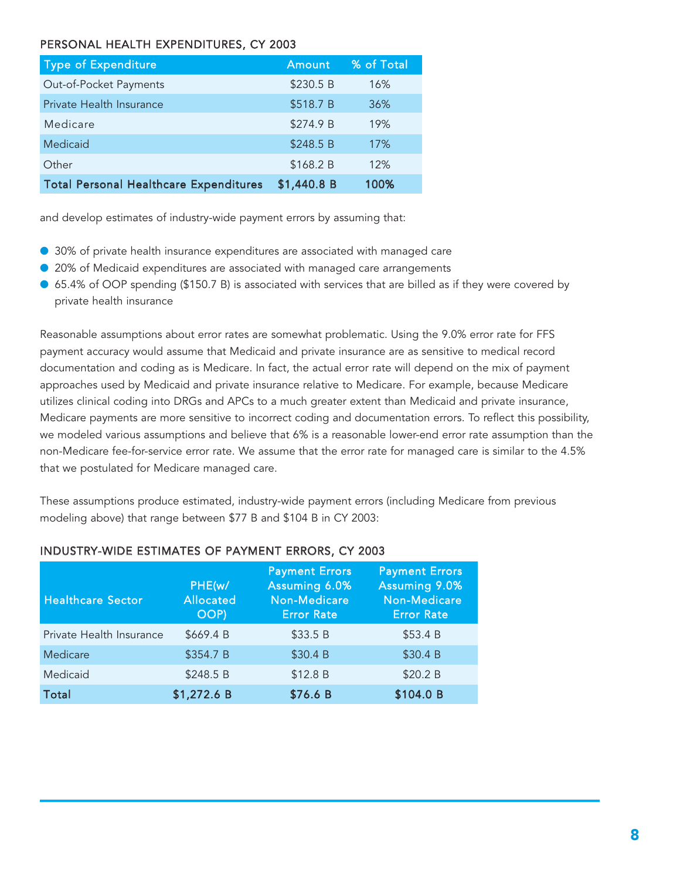### PERSONAL HEALTH EXPENDITURES, CY 2003

| Type of Expenditure | Amount | % of Total |
|---|---|---|
| Out-of-Pocket Payments | $230.5 B | 16% |
| Private Health Insurance | $518.7 B | 36% |
| Medicare | $274.9 B | 19% |
| Medicaid | $248.5 B | 17% |
| Other | $168.2 B | 12% |
| **Total Personal Healthcare Expenditures** | **$1,440.8 B** | **100%** |

and develop estimates of industry-wide payment errors by assuming that:

- 30% of private health insurance expenditures are associated with managed care
- 20% of Medicaid expenditures are associated with managed care arrangements
- 65.4% of OOP spending ($150.7 B) is associated with services that are billed as if they were covered by private health insurance

Reasonable assumptions about error rates are somewhat problematic. Using the 9.0% error rate for FFS payment accuracy would assume that Medicaid and private insurance are as sensitive to medical record documentation and coding as is Medicare. In fact, the actual error rate will depend on the mix of payment approaches used by Medicaid and private insurance relative to Medicare. For example, because Medicare utilizes clinical coding into DRGs and APCs to a much greater extent than Medicaid and private insurance, Medicare payments are more sensitive to incorrect coding and documentation errors. To reflect this possibility, we modeled various assumptions and believe that 6% is a reasonable lower-end error rate assumption than the non-Medicare fee-for-service error rate. We assume that the error rate for managed care is similar to the 4.5% that we postulated for Medicare managed care.

These assumptions produce estimated, industry-wide payment errors (including Medicare from previous modeling above) that range between $77 B and $104 B in CY 2003:

### INDUSTRY-WIDE ESTIMATES OF PAYMENT ERRORS, CY 2003

| Healthcare Sector | PHE(w/ Allocated OOP) | Payment Errors Assuming 6.0% Non-Medicare Error Rate | Payment Errors Assuming 9.0% Non-Medicare Error Rate |
|---|---|---|---|
| Private Health Insurance | $669.4 B | $33.5 B | $53.4 B |
| Medicare | $354.7 B | $30.4 B | $30.4 B |
| Medicaid | $248.5 B | $12.8 B | $20.2 B |
| **Total** | **$1,272.6 B** | **$76.6 B** | **$104.0 B** |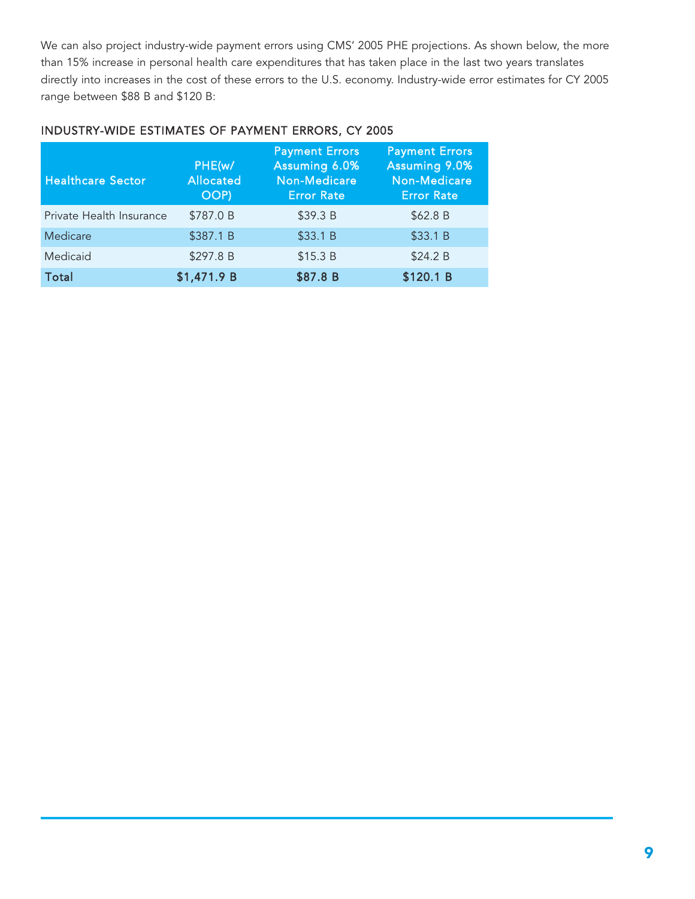We can also project industry-wide payment errors using CMS' 2005 PHE projections. As shown below, the more than 15% increase in personal health care expenditures that has taken place in the last two years translates directly into increases in the cost of these errors to the U.S. economy. Industry-wide error estimates for CY 2005 range between $88 B and $120 B:

### INDUSTRY-WIDE ESTIMATES OF PAYMENT ERRORS, CY 2005

| Healthcare Sector | PHE(w/ Allocated OOP) | Payment Errors Assuming 6.0% Non-Medicare Error Rate | Payment Errors Assuming 9.0% Non-Medicare Error Rate |
|---|---|---|---|
| Private Health Insurance | $787.0 B | $39.3 B | $62.8 B |
| Medicare | $387.1 B | $33.1 B | $33.1 B |
| Medicaid | $297.8 B | $15.3 B | $24.2 B |
| **Total** | **$1,471.9 B** | **$87.8 B** | **$120.1 B** |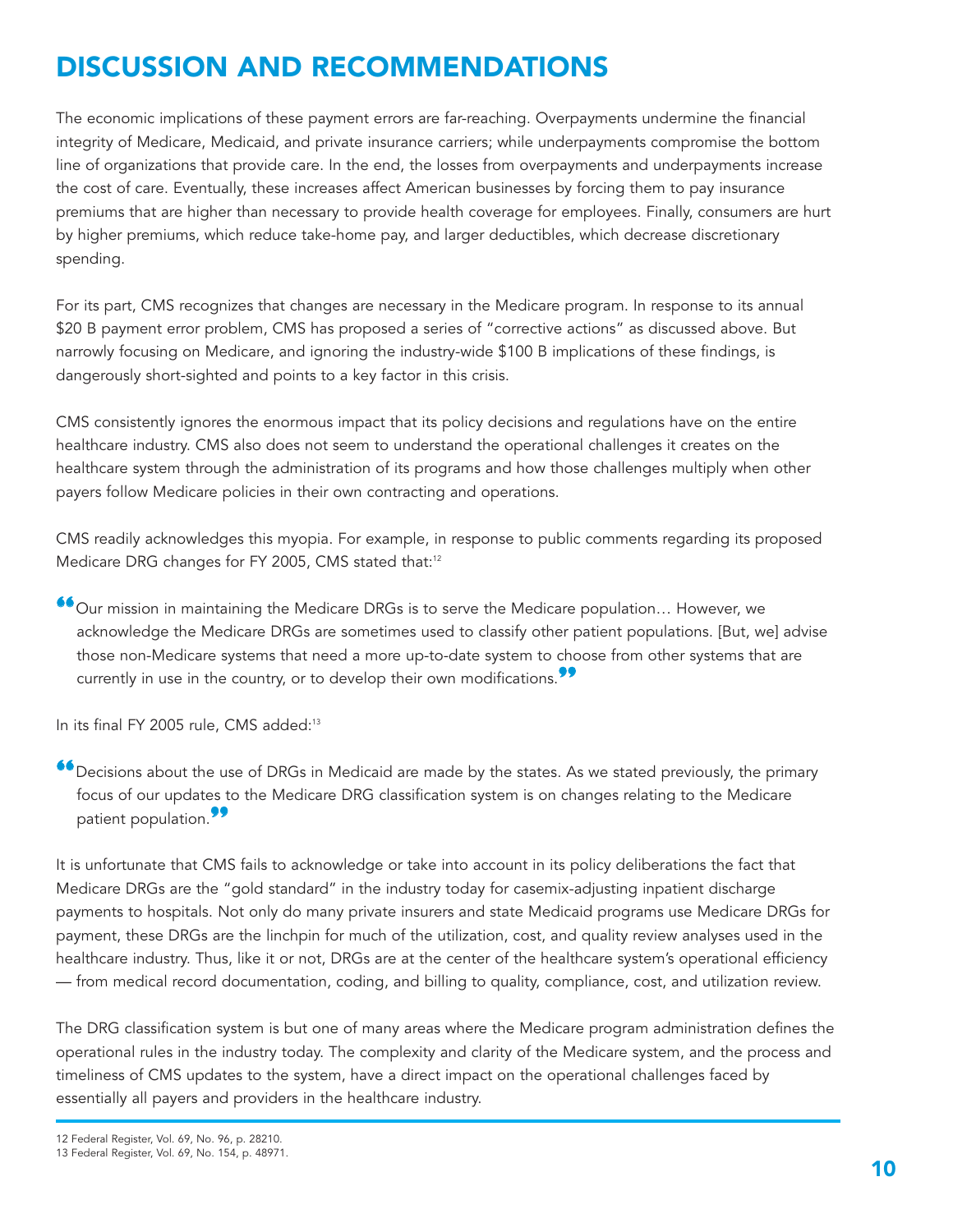# DISCUSSION AND RECOMMENDATIONS

The economic implications of these payment errors are far-reaching. Overpayments undermine the financial integrity of Medicare, Medicaid, and private insurance carriers; while underpayments compromise the bottom line of organizations that provide care. In the end, the losses from overpayments and underpayments increase the cost of care. Eventually, these increases affect American businesses by forcing them to pay insurance premiums that are higher than necessary to provide health coverage for employees. Finally, consumers are hurt by higher premiums, which reduce take-home pay, and larger deductibles, which decrease discretionary spending.

For its part, CMS recognizes that changes are necessary in the Medicare program. In response to its annual $20 B payment error problem, CMS has proposed a series of "corrective actions" as discussed above. But narrowly focusing on Medicare, and ignoring the industry-wide $100 B implications of these findings, is dangerously short-sighted and points to a key factor in this crisis.

CMS consistently ignores the enormous impact that its policy decisions and regulations have on the entire healthcare industry. CMS also does not seem to understand the operational challenges it creates on the healthcare system through the administration of its programs and how those challenges multiply when other payers follow Medicare policies in their own contracting and operations.

CMS readily acknowledges this myopia. For example, in response to public comments regarding its proposed Medicare DRG changes for FY 2005, CMS stated that:[12]

> "Our mission in maintaining the Medicare DRGs is to serve the Medicare population… However, we acknowledge the Medicare DRGs are sometimes used to classify other patient populations. [But, we] advise those non-Medicare systems that need a more up-to-date system to choose from other systems that are currently in use in the country, or to develop their own modifications."

In its final FY 2005 rule, CMS added:[13]

> "Decisions about the use of DRGs in Medicaid are made by the states. As we stated previously, the primary focus of our updates to the Medicare DRG classification system is on changes relating to the Medicare patient population."

It is unfortunate that CMS fails to acknowledge or take into account in its policy deliberations the fact that Medicare DRGs are the "gold standard" in the industry today for casemix-adjusting inpatient discharge payments to hospitals. Not only do many private insurers and state Medicaid programs use Medicare DRGs for payment, these DRGs are the linchpin for much of the utilization, cost, and quality review analyses used in the healthcare industry. Thus, like it or not, DRGs are at the center of the healthcare system's operational efficiency — from medical record documentation, coding, and billing to quality, compliance, cost, and utilization review.

The DRG classification system is but one of many areas where the Medicare program administration defines the operational rules in the industry today. The complexity and clarity of the Medicare system, and the process and timeliness of CMS updates to the system, have a direct impact on the operational challenges faced by essentially all payers and providers in the healthcare industry.

---

12 Federal Register, Vol. 69, No. 96, p. 28210.

13 Federal Register, Vol. 69, No. 154, p. 48971.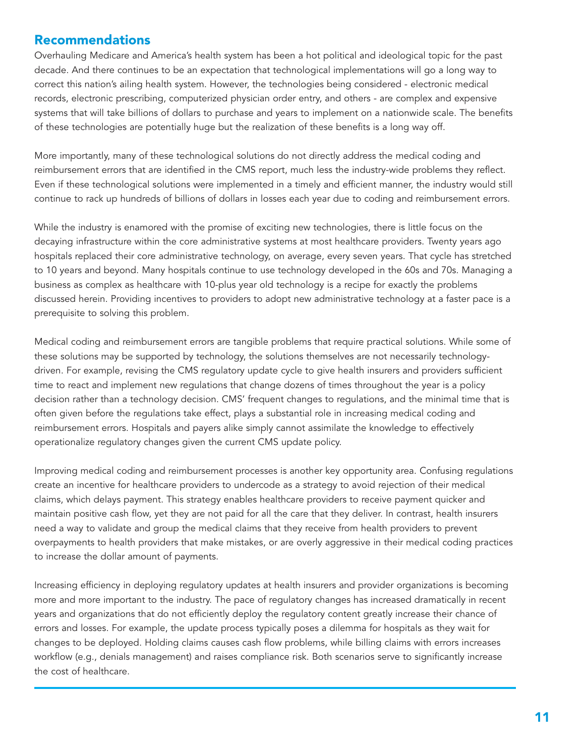## Recommendations

Overhauling Medicare and America's health system has been a hot political and ideological topic for the past decade. And there continues to be an expectation that technological implementations will go a long way to correct this nation's ailing health system. However, the technologies being considered - electronic medical records, electronic prescribing, computerized physician order entry, and others - are complex and expensive systems that will take billions of dollars to purchase and years to implement on a nationwide scale. The benefits of these technologies are potentially huge but the realization of these benefits is a long way off.

More importantly, many of these technological solutions do not directly address the medical coding and reimbursement errors that are identified in the CMS report, much less the industry-wide problems they reflect. Even if these technological solutions were implemented in a timely and efficient manner, the industry would still continue to rack up hundreds of billions of dollars in losses each year due to coding and reimbursement errors.

While the industry is enamored with the promise of exciting new technologies, there is little focus on the decaying infrastructure within the core administrative systems at most healthcare providers. Twenty years ago hospitals replaced their core administrative technology, on average, every seven years. That cycle has stretched to 10 years and beyond. Many hospitals continue to use technology developed in the 60s and 70s. Managing a business as complex as healthcare with 10-plus year old technology is a recipe for exactly the problems discussed herein. Providing incentives to providers to adopt new administrative technology at a faster pace is a prerequisite to solving this problem.

Medical coding and reimbursement errors are tangible problems that require practical solutions. While some of these solutions may be supported by technology, the solutions themselves are not necessarily technology-driven. For example, revising the CMS regulatory update cycle to give health insurers and providers sufficient time to react and implement new regulations that change dozens of times throughout the year is a policy decision rather than a technology decision. CMS' frequent changes to regulations, and the minimal time that is often given before the regulations take effect, plays a substantial role in increasing medical coding and reimbursement errors. Hospitals and payers alike simply cannot assimilate the knowledge to effectively operationalize regulatory changes given the current CMS update policy.

Improving medical coding and reimbursement processes is another key opportunity area. Confusing regulations create an incentive for healthcare providers to undercode as a strategy to avoid rejection of their medical claims, which delays payment. This strategy enables healthcare providers to receive payment quicker and maintain positive cash flow, yet they are not paid for all the care that they deliver. In contrast, health insurers need a way to validate and group the medical claims that they receive from health providers to prevent overpayments to health providers that make mistakes, or are overly aggressive in their medical coding practices to increase the dollar amount of payments.

Increasing efficiency in deploying regulatory updates at health insurers and provider organizations is becoming more and more important to the industry. The pace of regulatory changes has increased dramatically in recent years and organizations that do not efficiently deploy the regulatory content greatly increase their chance of errors and losses. For example, the update process typically poses a dilemma for hospitals as they wait for changes to be deployed. Holding claims causes cash flow problems, while billing claims with errors increases workflow (e.g., denials management) and raises compliance risk. Both scenarios serve to significantly increase the cost of healthcare.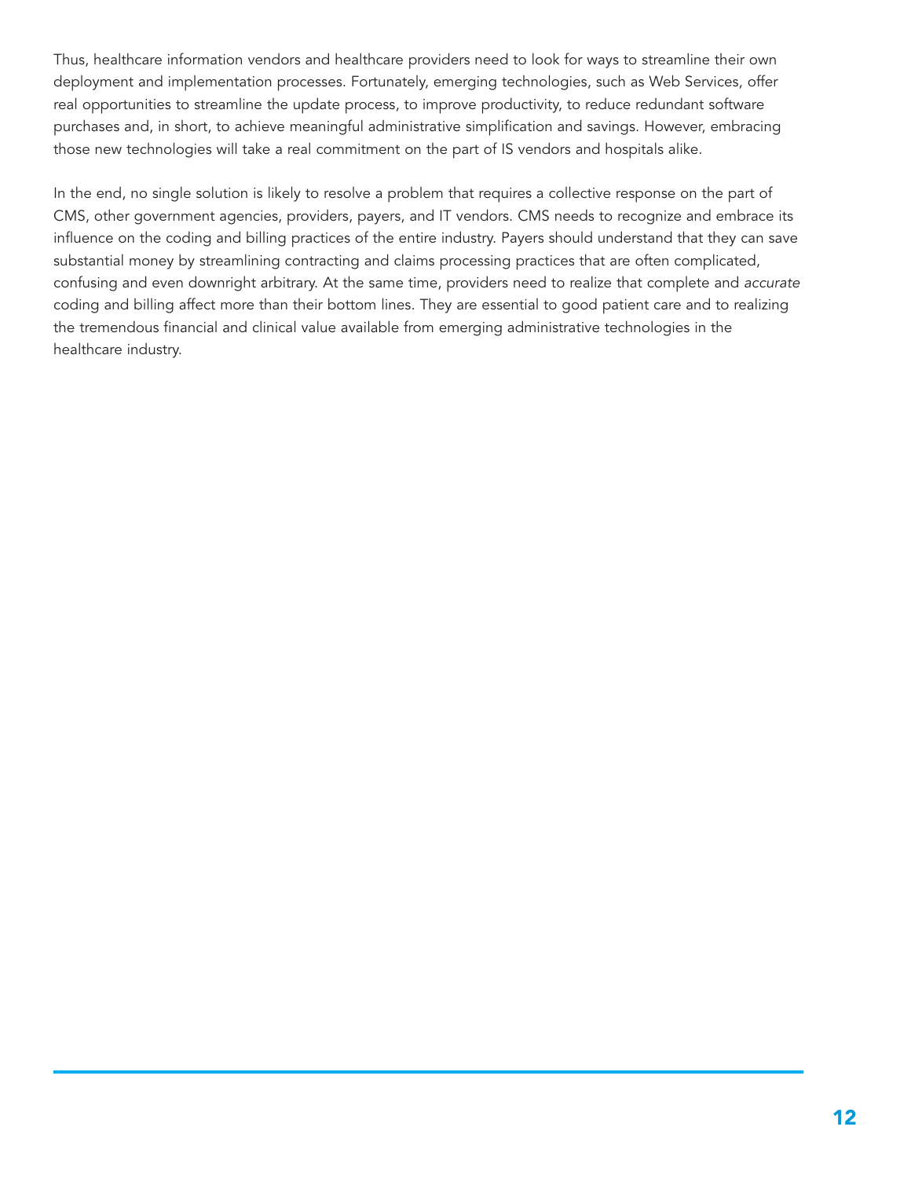Thus, healthcare information vendors and healthcare providers need to look for ways to streamline their own deployment and implementation processes. Fortunately, emerging technologies, such as Web Services, offer real opportunities to streamline the update process, to improve productivity, to reduce redundant software purchases and, in short, to achieve meaningful administrative simplification and savings. However, embracing those new technologies will take a real commitment on the part of IS vendors and hospitals alike.

In the end, no single solution is likely to resolve a problem that requires a collective response on the part of CMS, other government agencies, providers, payers, and IT vendors. CMS needs to recognize and embrace its influence on the coding and billing practices of the entire industry. Payers should understand that they can save substantial money by streamlining contracting and claims processing practices that are often complicated, confusing and even downright arbitrary. At the same time, providers need to realize that complete and *accurate* coding and billing affect more than their bottom lines. They are essential to good patient care and to realizing the tremendous financial and clinical value available from emerging administrative technologies in the healthcare industry.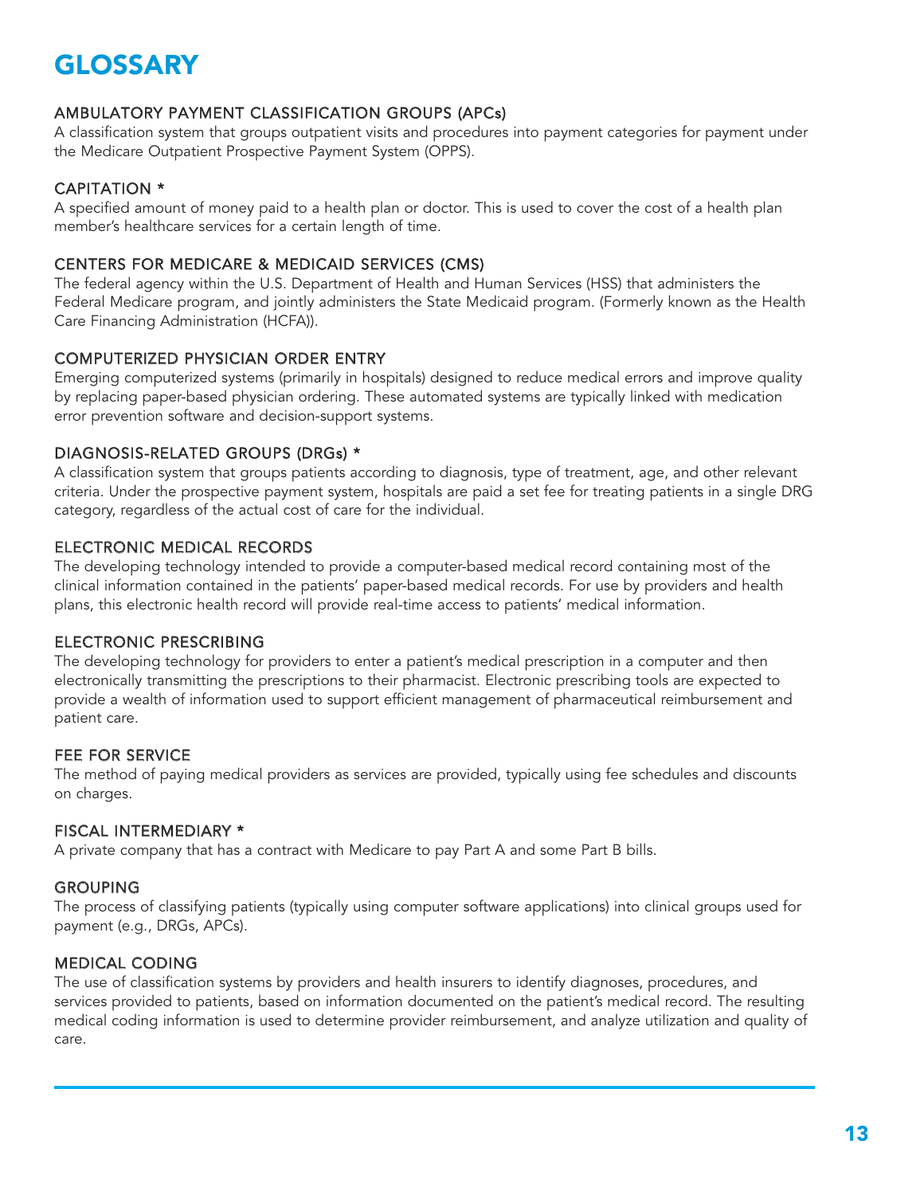# GLOSSARY

### AMBULATORY PAYMENT CLASSIFICATION GROUPS (APCs)

A classification system that groups outpatient visits and procedures into payment categories for payment under the Medicare Outpatient Prospective Payment System (OPPS).

### CAPITATION *

A specified amount of money paid to a health plan or doctor. This is used to cover the cost of a health plan member's healthcare services for a certain length of time.

### CENTERS FOR MEDICARE & MEDICAID SERVICES (CMS)

The federal agency within the U.S. Department of Health and Human Services (HSS) that administers the Federal Medicare program, and jointly administers the State Medicaid program. (Formerly known as the Health Care Financing Administration (HCFA)).

### COMPUTERIZED PHYSICIAN ORDER ENTRY

Emerging computerized systems (primarily in hospitals) designed to reduce medical errors and improve quality by replacing paper-based physician ordering. These automated systems are typically linked with medication error prevention software and decision-support systems.

### DIAGNOSIS-RELATED GROUPS (DRGs) *

A classification system that groups patients according to diagnosis, type of treatment, age, and other relevant criteria. Under the prospective payment system, hospitals are paid a set fee for treating patients in a single DRG category, regardless of the actual cost of care for the individual.

### ELECTRONIC MEDICAL RECORDS

The developing technology intended to provide a computer-based medical record containing most of the clinical information contained in the patients' paper-based medical records. For use by providers and health plans, this electronic health record will provide real-time access to patients' medical information.

### ELECTRONIC PRESCRIBING

The developing technology for providers to enter a patient's medical prescription in a computer and then electronically transmitting the prescriptions to their pharmacist. Electronic prescribing tools are expected to provide a wealth of information used to support efficient management of pharmaceutical reimbursement and patient care.

### FEE FOR SERVICE

The method of paying medical providers as services are provided, typically using fee schedules and discounts on charges.

### FISCAL INTERMEDIARY *

A private company that has a contract with Medicare to pay Part A and some Part B bills.

### GROUPING

The process of classifying patients (typically using computer software applications) into clinical groups used for payment (e.g., DRGs, APCs).

### MEDICAL CODING

The use of classification systems by providers and health insurers to identify diagnoses, procedures, and services provided to patients, based on information documented on the patient's medical record. The resulting medical coding information is used to determine provider reimbursement, and analyze utilization and quality of care.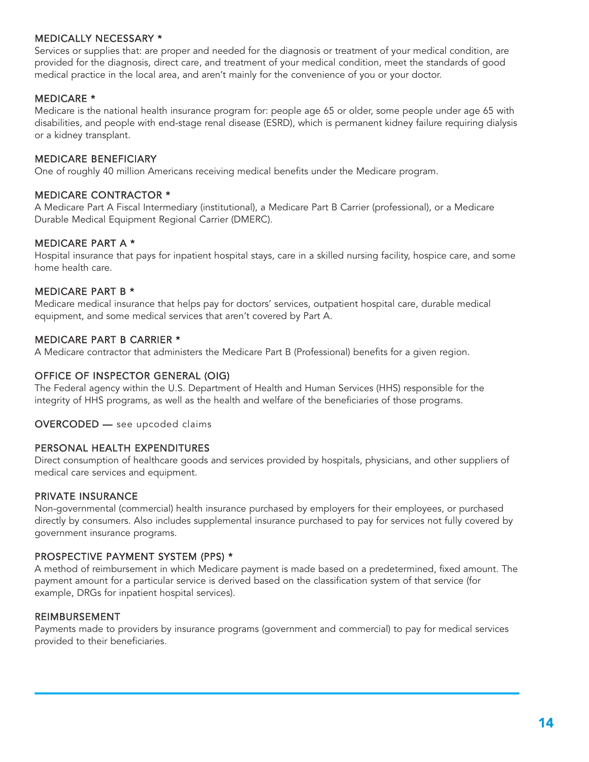### MEDICALLY NECESSARY *
Services or supplies that: are proper and needed for the diagnosis or treatment of your medical condition, are provided for the diagnosis, direct care, and treatment of your medical condition, meet the standards of good medical practice in the local area, and aren't mainly for the convenience of you or your doctor.

### MEDICARE *
Medicare is the national health insurance program for: people age 65 or older, some people under age 65 with disabilities, and people with end-stage renal disease (ESRD), which is permanent kidney failure requiring dialysis or a kidney transplant.

### MEDICARE BENEFICIARY
One of roughly 40 million Americans receiving medical benefits under the Medicare program.

### MEDICARE CONTRACTOR *
A Medicare Part A Fiscal Intermediary (institutional), a Medicare Part B Carrier (professional), or a Medicare Durable Medical Equipment Regional Carrier (DMERC).

### MEDICARE PART A *
Hospital insurance that pays for inpatient hospital stays, care in a skilled nursing facility, hospice care, and some home health care.

### MEDICARE PART B *
Medicare medical insurance that helps pay for doctors' services, outpatient hospital care, durable medical equipment, and some medical services that aren't covered by Part A.

### MEDICARE PART B CARRIER *
A Medicare contractor that administers the Medicare Part B (Professional) benefits for a given region.

### OFFICE OF INSPECTOR GENERAL (OIG)
The Federal agency within the U.S. Department of Health and Human Services (HHS) responsible for the integrity of HHS programs, as well as the health and welfare of the beneficiaries of those programs.

OVERCODED — see upcoded claims

### PERSONAL HEALTH EXPENDITURES
Direct consumption of healthcare goods and services provided by hospitals, physicians, and other suppliers of medical care services and equipment.

### PRIVATE INSURANCE
Non-governmental (commercial) health insurance purchased by employers for their employees, or purchased directly by consumers. Also includes supplemental insurance purchased to pay for services not fully covered by government insurance programs.

### PROSPECTIVE PAYMENT SYSTEM (PPS) *
A method of reimbursement in which Medicare payment is made based on a predetermined, fixed amount. The payment amount for a particular service is derived based on the classification system of that service (for example, DRGs for inpatient hospital services).

### REIMBURSEMENT
Payments made to providers by insurance programs (government and commercial) to pay for medical services provided to their beneficiaries.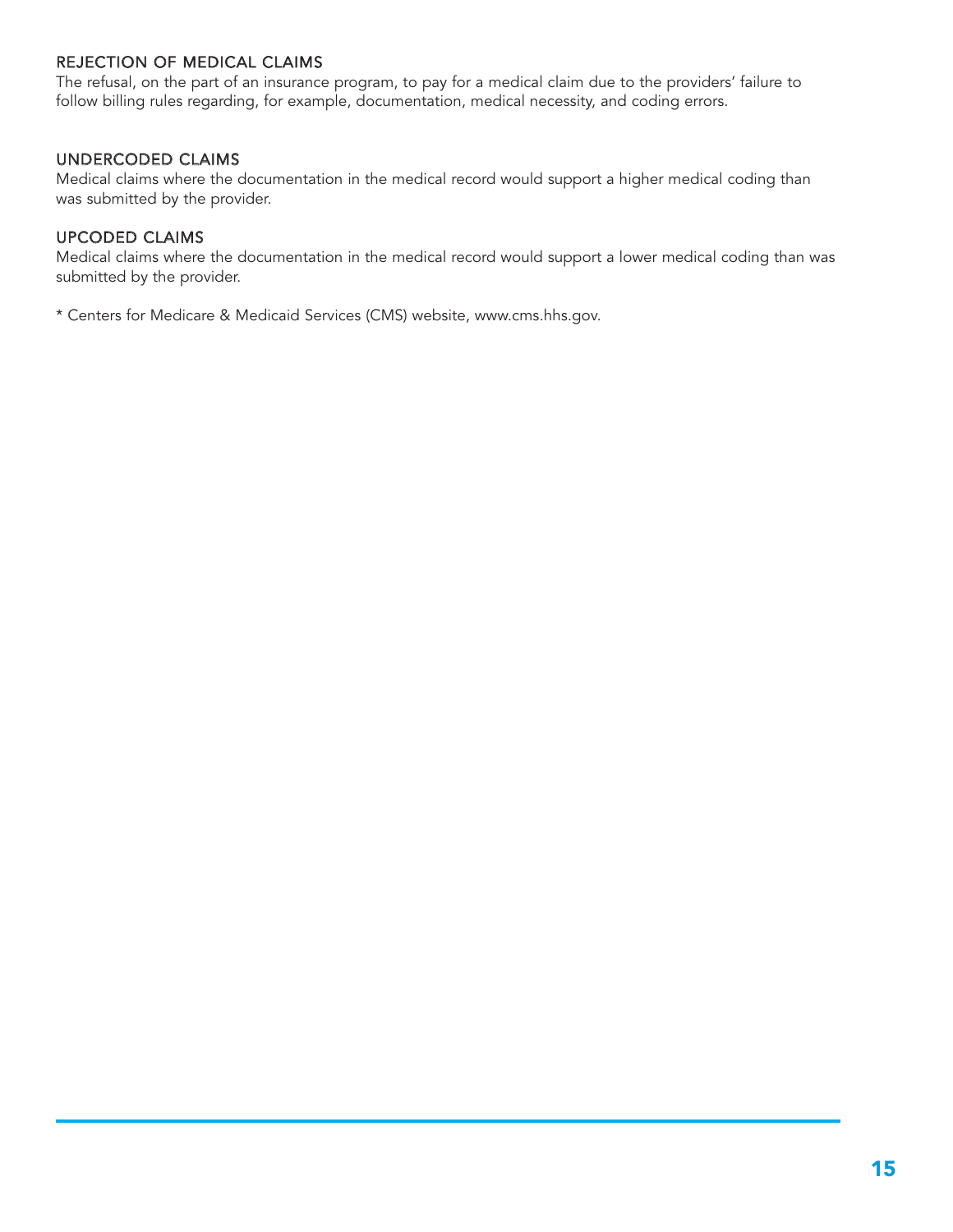### REJECTION OF MEDICAL CLAIMS

The refusal, on the part of an insurance program, to pay for a medical claim due to the providers' failure to follow billing rules regarding, for example, documentation, medical necessity, and coding errors.

### UNDERCODED CLAIMS

Medical claims where the documentation in the medical record would support a higher medical coding than was submitted by the provider.

### UPCODED CLAIMS

Medical claims where the documentation in the medical record would support a lower medical coding than was submitted by the provider.

* Centers for Medicare & Medicaid Services (CMS) website, www.cms.hhs.gov.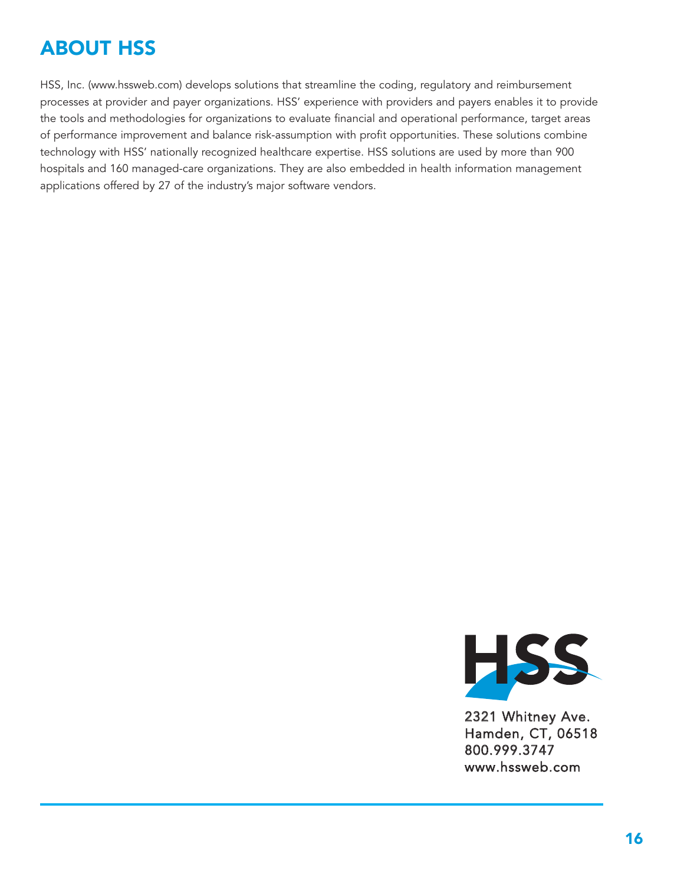## ABOUT HSS

HSS, Inc. (www.hssweb.com) develops solutions that streamline the coding, regulatory and reimbursement processes at provider and payer organizations. HSS' experience with providers and payers enables it to provide the tools and methodologies for organizations to evaluate financial and operational performance, target areas of performance improvement and balance risk-assumption with profit opportunities. These solutions combine technology with HSS' nationally recognized healthcare expertise. HSS solutions are used by more than 900 hospitals and 160 managed-care organizations. They are also embedded in health information management applications offered by 27 of the industry's major software vendors.

HSS

2321 Whitney Ave.
Hamden, CT, 06518
800.999.3747
www.hssweb.com